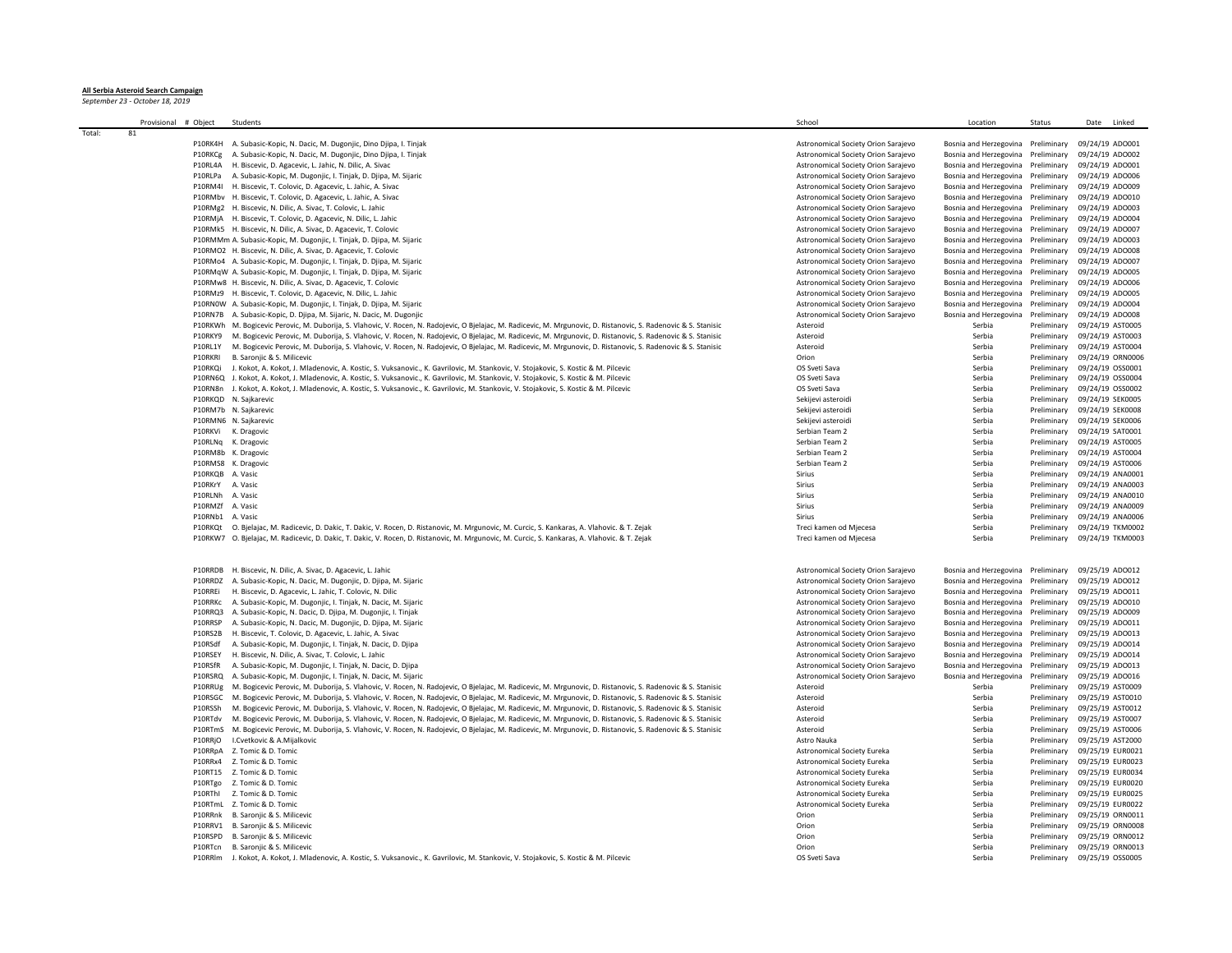**All Serbia Asteroid Search Campaign**

*September 23 - October 18, 2019*

| | Provisional # | Object | Students | School | Location | Status | Date | Linked |
|---|---|---|---|---|---|---|---|---|
| Total: | 81 | | | | | | | |
| | | P10RK4H | A. Subasic-Kopic, N. Dacic, M. Dugonjic, Dino Djipa, I. Tinjak | Astronomical Society Orion Sarajevo | Bosnia and Herzegovina | Preliminary | 09/24/19 | ADO001 |
| | | P10RKCg | A. Subasic-Kopic, N. Dacic, M. Dugonjic, Dino Djipa, I. Tinjak | Astronomical Society Orion Sarajevo | Bosnia and Herzegovina | Preliminary | 09/24/19 | ADO002 |
| | | P10RL4A | H. Biscevic, D. Agacevic, L. Jahic, N. Dilic, A. Sivac | Astronomical Society Orion Sarajevo | Bosnia and Herzegovina | Preliminary | 09/24/19 | ADO001 |
| | | P10RLPa | A. Subasic-Kopic, M. Dugonjic, I. Tinjak, D. Djipa, M. Sijaric | Astronomical Society Orion Sarajevo | Bosnia and Herzegovina | Preliminary | 09/24/19 | ADO006 |
| | | P10RM4I | H. Biscevic, T. Colovic, D. Agacevic, L. Jahic, A. Sivac | Astronomical Society Orion Sarajevo | Bosnia and Herzegovina | Preliminary | 09/24/19 | ADO009 |
| | | P10RMbv | H. Biscevic, T. Colovic, D. Agacevic, L. Jahic, A. Sivac | Astronomical Society Orion Sarajevo | Bosnia and Herzegovina | Preliminary | 09/24/19 | ADO010 |
| | | P10RMg2 | H. Biscevic, N. Dilic, A. Sivac, T. Colovic, L. Jahic | Astronomical Society Orion Sarajevo | Bosnia and Herzegovina | Preliminary | 09/24/19 | ADO003 |
| | | P10RMjA | H. Biscevic, T. Colovic, D. Agacevic, N. Dilic, L. Jahic | Astronomical Society Orion Sarajevo | Bosnia and Herzegovina | Preliminary | 09/24/19 | ADO004 |
| | | P10RMk5 | H. Biscevic, N. Dilic, A. Sivac, D. Agacevic, T. Colovic | Astronomical Society Orion Sarajevo | Bosnia and Herzegovina | Preliminary | 09/24/19 | ADO007 |
| | | P10RMMm | A. Subasic-Kopic, M. Dugonjic, I. Tinjak, D. Djipa, M. Sijaric | Astronomical Society Orion Sarajevo | Bosnia and Herzegovina | Preliminary | 09/24/19 | ADO003 |
| | | P10RMO2 | H. Biscevic, N. Dilic, A. Sivac, D. Agacevic, T. Colovic | Astronomical Society Orion Sarajevo | Bosnia and Herzegovina | Preliminary | 09/24/19 | ADO008 |
| | | P10RMo4 | A. Subasic-Kopic, M. Dugonjic, I. Tinjak, D. Djipa, M. Sijaric | Astronomical Society Orion Sarajevo | Bosnia and Herzegovina | Preliminary | 09/24/19 | ADO007 |
| | | P10RMqW | A. Subasic-Kopic, M. Dugonjic, I. Tinjak, D. Djipa, M. Sijaric | Astronomical Society Orion Sarajevo | Bosnia and Herzegovina | Preliminary | 09/24/19 | ADO005 |
| | | P10RMw8 | H. Biscevic, N. Dilic, A. Sivac, D. Agacevic, T. Colovic | Astronomical Society Orion Sarajevo | Bosnia and Herzegovina | Preliminary | 09/24/19 | ADO006 |
| | | P10RMz9 | H. Biscevic, T. Colovic, D. Agacevic, N. Dilic, L. Jahic | Astronomical Society Orion Sarajevo | Bosnia and Herzegovina | Preliminary | 09/24/19 | ADO005 |
| | | P10RN0W | A. Subasic-Kopic, M. Dugonjic, I. Tinjak, D. Djipa, M. Sijaric | Astronomical Society Orion Sarajevo | Bosnia and Herzegovina | Preliminary | 09/24/19 | ADO004 |
| | | P10RN7B | A. Subasic-Kopic, D. Djipa, M. Sijaric, N. Dacic, M. Dugonjic | Astronomical Society Orion Sarajevo | Bosnia and Herzegovina | Preliminary | 09/24/19 | ADO008 |
| | | P10RKWh | M. Bogicevic Perovic, M. Duborija, S. Vlahovic, V. Rocen, N. Radojevic, O Bjelajac, M. Radicevic, M. Mrgunovic, D. Ristanovic, S. Radenovic & S. Stanisic | Asteroid | Serbia | Preliminary | 09/24/19 | AST0005 |
| | | P10RKY9 | M. Bogicevic Perovic, M. Duborija, S. Vlahovic, V. Rocen, N. Radojevic, O Bjelajac, M. Radicevic, M. Mrgunovic, D. Ristanovic, S. Radenovic & S. Stanisic | Asteroid | Serbia | Preliminary | 09/24/19 | AST0003 |
| | | P10RL1Y | M. Bogicevic Perovic, M. Duborija, S. Vlahovic, V. Rocen, N. Radojevic, O Bjelajac, M. Radicevic, M. Mrgunovic, D. Ristanovic, S. Radenovic & S. Stanisic | Asteroid | Serbia | Preliminary | 09/24/19 | AST0004 |
| | | P10RKRI | B. Saronjic & S. Milicevic | Orion | Serbia | Preliminary | 09/24/19 | ORN0006 |
| | | P10RKQi | J. Kokot, A. Kokot, J. Mladenovic, A. Kostic, S. Vuksanovic., K. Gavrilovic, M. Stankovic, V. Stojakovic, S. Kostic & M. Pilcevic | OS Sveti Sava | Serbia | Preliminary | 09/24/19 | OSS0001 |
| | | P10RN6Q | J. Kokot, A. Kokot, J. Mladenovic, A. Kostic, S. Vuksanovic., K. Gavrilovic, M. Stankovic, V. Stojakovic, S. Kostic & M. Pilcevic | OS Sveti Sava | Serbia | Preliminary | 09/24/19 | OSS0004 |
| | | P10RN8n | J. Kokot, A. Kokot, J. Mladenovic, A. Kostic, S. Vuksanovic., K. Gavrilovic, M. Stankovic, V. Stojakovic, S. Kostic & M. Pilcevic | OS Sveti Sava | Serbia | Preliminary | 09/24/19 | OSS0002 |
| | | P10RKQD | N. Sajkarevic | Sekijevi asteroidi | Serbia | Preliminary | 09/24/19 | SEK0005 |
| | | P10RM7b | N. Sajkarevic | Sekijevi asteroidi | Serbia | Preliminary | 09/24/19 | SEK0008 |
| | | P10RMN6 | N. Sajkarevic | Sekijevi asteroidi | Serbia | Preliminary | 09/24/19 | SEK0006 |
| | | P10RKVi | K. Dragovic | Serbian Team 2 | Serbia | Preliminary | 09/24/19 | SAT0001 |
| | | P10RLNq | K. Dragovic | Serbian Team 2 | Serbia | Preliminary | 09/24/19 | AST0005 |
| | | P10RM8b | K. Dragovic | Serbian Team 2 | Serbia | Preliminary | 09/24/19 | AST0004 |
| | | P10RMS8 | K. Dragovic | Serbian Team 2 | Serbia | Preliminary | 09/24/19 | AST0006 |
| | | P10RKQB | A. Vasic | Sirius | Serbia | Preliminary | 09/24/19 | ANA0001 |
| | | P10RKrY | A. Vasic | Sirius | Serbia | Preliminary | 09/24/19 | ANA0003 |
| | | P10RLNh | A. Vasic | Sirius | Serbia | Preliminary | 09/24/19 | ANA0010 |
| | | P10RMZf | A. Vasic | Sirius | Serbia | Preliminary | 09/24/19 | ANA0009 |
| | | P10RNb1 | A. Vasic | Sirius | Serbia | Preliminary | 09/24/19 | ANA0006 |
| | | P10RKQt | O. Bjelajac, M. Radicevic, D. Dakic, T. Dakic, V. Rocen, D. Ristanovic, M. Mrgunovic, M. Curcic, S. Kankaras, A. Vlahovic. & T. Zejak | Treci kamen od Mjecesa | Serbia | Preliminary | 09/24/19 | TKM0002 |
| | | P10RKW7 | O. Bjelajac, M. Radicevic, D. Dakic, T. Dakic, V. Rocen, D. Ristanovic, M. Mrgunovic, M. Curcic, S. Kankaras, A. Vlahovic. & T. Zejak | Treci kamen od Mjecesa | Serbia | Preliminary | 09/24/19 | TKM0003 |
| | | | | | | | | |
| | | P10RRDB | H. Biscevic, N. Dilic, A. Sivac, D. Agacevic, L. Jahic | Astronomical Society Orion Sarajevo | Bosnia and Herzegovina | Preliminary | 09/25/19 | ADO012 |
| | | P10RRDZ | A. Subasic-Kopic, N. Dacic, M. Dugonjic, D. Djipa, M. Sijaric | Astronomical Society Orion Sarajevo | Bosnia and Herzegovina | Preliminary | 09/25/19 | ADO012 |
| | | P10RREi | H. Biscevic, D. Agacevic, L. Jahic, T. Colovic, N. Dilic | Astronomical Society Orion Sarajevo | Bosnia and Herzegovina | Preliminary | 09/25/19 | ADO011 |
| | | P10RRKc | A. Subasic-Kopic, M. Dugonjic, I. Tinjak, N. Dacic, M. Sijaric | Astronomical Society Orion Sarajevo | Bosnia and Herzegovina | Preliminary | 09/25/19 | ADO010 |
| | | P10RRQ3 | A. Subasic-Kopic, N. Dacic, D. Djipa, M. Dugonjic, I. Tinjak | Astronomical Society Orion Sarajevo | Bosnia and Herzegovina | Preliminary | 09/25/19 | ADO009 |
| | | P10RRSP | A. Subasic-Kopic, N. Dacic, M. Dugonjic, D. Djipa, M. Sijaric | Astronomical Society Orion Sarajevo | Bosnia and Herzegovina | Preliminary | 09/25/19 | ADO011 |
| | | P10RS2B | H. Biscevic, T. Colovic, D. Agacevic, L. Jahic, A. Sivac | Astronomical Society Orion Sarajevo | Bosnia and Herzegovina | Preliminary | 09/25/19 | ADO013 |
| | | P10RSdf | A. Subasic-Kopic, M. Dugonjic, I. Tinjak, N. Dacic, D. Djipa | Astronomical Society Orion Sarajevo | Bosnia and Herzegovina | Preliminary | 09/25/19 | ADO014 |
| | | P10RSEY | H. Biscevic, N. Dilic, A. Sivac, T. Colovic, L. Jahic | Astronomical Society Orion Sarajevo | Bosnia and Herzegovina | Preliminary | 09/25/19 | ADO014 |
| | | P10RSfR | A. Subasic-Kopic, M. Dugonjic, I. Tinjak, N. Dacic, D. Djipa | Astronomical Society Orion Sarajevo | Bosnia and Herzegovina | Preliminary | 09/25/19 | ADO013 |
| | | P10RSRQ | A. Subasic-Kopic, M. Dugonjic, I. Tinjak, N. Dacic, M. Sijaric | Astronomical Society Orion Sarajevo | Bosnia and Herzegovina | Preliminary | 09/25/19 | ADO016 |
| | | P10RRUg | M. Bogicevic Perovic, M. Duborija, S. Vlahovic, V. Rocen, N. Radojevic, O Bjelajac, M. Radicevic, M. Mrgunovic, D. Ristanovic, S. Radenovic & S. Stanisic | Asteroid | Serbia | Preliminary | 09/25/19 | AST0009 |
| | | P10RSGC | M. Bogicevic Perovic, M. Duborija, S. Vlahovic, V. Rocen, N. Radojevic, O Bjelajac, M. Radicevic, M. Mrgunovic, D. Ristanovic, S. Radenovic & S. Stanisic | Asteroid | Serbia | Preliminary | 09/25/19 | AST0010 |
| | | P10RSSh | M. Bogicevic Perovic, M. Duborija, S. Vlahovic, V. Rocen, N. Radojevic, O Bjelajac, M. Radicevic, M. Mrgunovic, D. Ristanovic, S. Radenovic & S. Stanisic | Asteroid | Serbia | Preliminary | 09/25/19 | AST0012 |
| | | P10RTdv | M. Bogicevic Perovic, M. Duborija, S. Vlahovic, V. Rocen, N. Radojevic, O Bjelajac, M. Radicevic, M. Mrgunovic, D. Ristanovic, S. Radenovic & S. Stanisic | Asteroid | Serbia | Preliminary | 09/25/19 | AST0007 |
| | | P10RTmS | M. Bogicevic Perovic, M. Duborija, S. Vlahovic, V. Rocen, N. Radojevic, O Bjelajac, M. Radicevic, M. Mrgunovic, D. Ristanovic, S. Radenovic & S. Stanisic | Asteroid | Serbia | Preliminary | 09/25/19 | AST0006 |
| | | P10RRjO | I.Cvetkovic & A.Mijalkovic | Astro Nauka | Serbia | Preliminary | 09/25/19 | AST2000 |
| | | P10RRpA | Z. Tomic & D. Tomic | Astronomical Society Eureka | Serbia | Preliminary | 09/25/19 | EUR0021 |
| | | P10RRx4 | Z. Tomic & D. Tomic | Astronomical Society Eureka | Serbia | Preliminary | 09/25/19 | EUR0023 |
| | | P10RT15 | Z. Tomic & D. Tomic | Astronomical Society Eureka | Serbia | Preliminary | 09/25/19 | EUR0034 |
| | | P10RTgo | Z. Tomic & D. Tomic | Astronomical Society Eureka | Serbia | Preliminary | 09/25/19 | EUR0020 |
| | | P10RThl | Z. Tomic & D. Tomic | Astronomical Society Eureka | Serbia | Preliminary | 09/25/19 | EUR0025 |
| | | P10RTmL | Z. Tomic & D. Tomic | Astronomical Society Eureka | Serbia | Preliminary | 09/25/19 | EUR0022 |
| | | P10RRnk | B. Saronjic & S. Milicevic | Orion | Serbia | Preliminary | 09/25/19 | ORN0011 |
| | | P10RRV1 | B. Saronjic & S. Milicevic | Orion | Serbia | Preliminary | 09/25/19 | ORN0008 |
| | | P10RSPD | B. Saronjic & S. Milicevic | Orion | Serbia | Preliminary | 09/25/19 | ORN0012 |
| | | P10RTcn | B. Saronjic & S. Milicevic | Orion | Serbia | Preliminary | 09/25/19 | ORN0013 |
| | | P10RRlm | J. Kokot, A. Kokot, J. Mladenovic, A. Kostic, S. Vuksanovic., K. Gavrilovic, M. Stankovic, V. Stojakovic, S. Kostic & M. Pilcevic | OS Sveti Sava | Serbia | Preliminary | 09/25/19 | OSS0005 |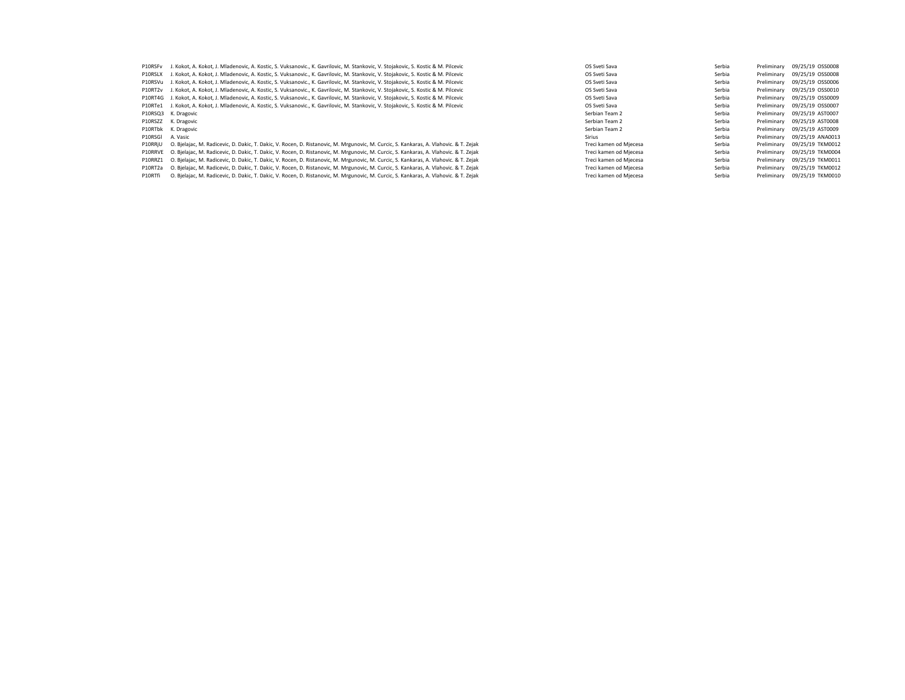| | | | | | | |
|---|---|---|---|---|---|---|
| P10RSFv | J. Kokot, A. Kokot, J. Mladenovic, A. Kostic, S. Vuksanovic., K. Gavrilovic, M. Stankovic, V. Stojakovic, S. Kostic & M. Pilcevic | OS Sveti Sava | Serbia | Preliminary | 09/25/19 | OSS0008 |
| P10RSLX | J. Kokot, A. Kokot, J. Mladenovic, A. Kostic, S. Vuksanovic., K. Gavrilovic, M. Stankovic, V. Stojakovic, S. Kostic & M. Pilcevic | OS Sveti Sava | Serbia | Preliminary | 09/25/19 | OSS0008 |
| P10RSVu | J. Kokot, A. Kokot, J. Mladenovic, A. Kostic, S. Vuksanovic., K. Gavrilovic, M. Stankovic, V. Stojakovic, S. Kostic & M. Pilcevic | OS Sveti Sava | Serbia | Preliminary | 09/25/19 | OSS0006 |
| P10RT2v | J. Kokot, A. Kokot, J. Mladenovic, A. Kostic, S. Vuksanovic., K. Gavrilovic, M. Stankovic, V. Stojakovic, S. Kostic & M. Pilcevic | OS Sveti Sava | Serbia | Preliminary | 09/25/19 | OSS0010 |
| P10RT4G | J. Kokot, A. Kokot, J. Mladenovic, A. Kostic, S. Vuksanovic., K. Gavrilovic, M. Stankovic, V. Stojakovic, S. Kostic & M. Pilcevic | OS Sveti Sava | Serbia | Preliminary | 09/25/19 | OSS0009 |
| P10RTe1 | J. Kokot, A. Kokot, J. Mladenovic, A. Kostic, S. Vuksanovic., K. Gavrilovic, M. Stankovic, V. Stojakovic, S. Kostic & M. Pilcevic | OS Sveti Sava | Serbia | Preliminary | 09/25/19 | OSS0007 |
| P10RSQ3 | K. Dragovic | Serbian Team 2 | Serbia | Preliminary | 09/25/19 | AST0007 |
| P10RSZZ | K. Dragovic | Serbian Team 2 | Serbia | Preliminary | 09/25/19 | AST0008 |
| P10RTbk | K. Dragovic | Serbian Team 2 | Serbia | Preliminary | 09/25/19 | AST0009 |
| P10RSGl | A. Vasic | Sirius | Serbia | Preliminary | 09/25/19 | ANA0013 |
| P10RRjU | O. Bjelajac, M. Radicevic, D. Dakic, T. Dakic, V. Rocen, D. Ristanovic, M. Mrgunovic, M. Curcic, S. Kankaras, A. Vlahovic. & T. Zejak | Treci kamen od Mjecesa | Serbia | Preliminary | 09/25/19 | TKM0012 |
| P10RRVE | O. Bjelajac, M. Radicevic, D. Dakic, T. Dakic, V. Rocen, D. Ristanovic, M. Mrgunovic, M. Curcic, S. Kankaras, A. Vlahovic. & T. Zejak | Treci kamen od Mjecesa | Serbia | Preliminary | 09/25/19 | TKM0004 |
| P10RRZ1 | O. Bjelajac, M. Radicevic, D. Dakic, T. Dakic, V. Rocen, D. Ristanovic, M. Mrgunovic, M. Curcic, S. Kankaras, A. Vlahovic. & T. Zejak | Treci kamen od Mjecesa | Serbia | Preliminary | 09/25/19 | TKM0011 |
| P10RT2a | O. Bjelajac, M. Radicevic, D. Dakic, T. Dakic, V. Rocen, D. Ristanovic, M. Mrgunovic, M. Curcic, S. Kankaras, A. Vlahovic. & T. Zejak | Treci kamen od Mjecesa | Serbia | Preliminary | 09/25/19 | TKM0012 |
| P10RTfi | O. Bjelajac, M. Radicevic, D. Dakic, T. Dakic, V. Rocen, D. Ristanovic, M. Mrgunovic, M. Curcic, S. Kankaras, A. Vlahovic. & T. Zejak | Treci kamen od Mjecesa | Serbia | Preliminary | 09/25/19 | TKM0010 |